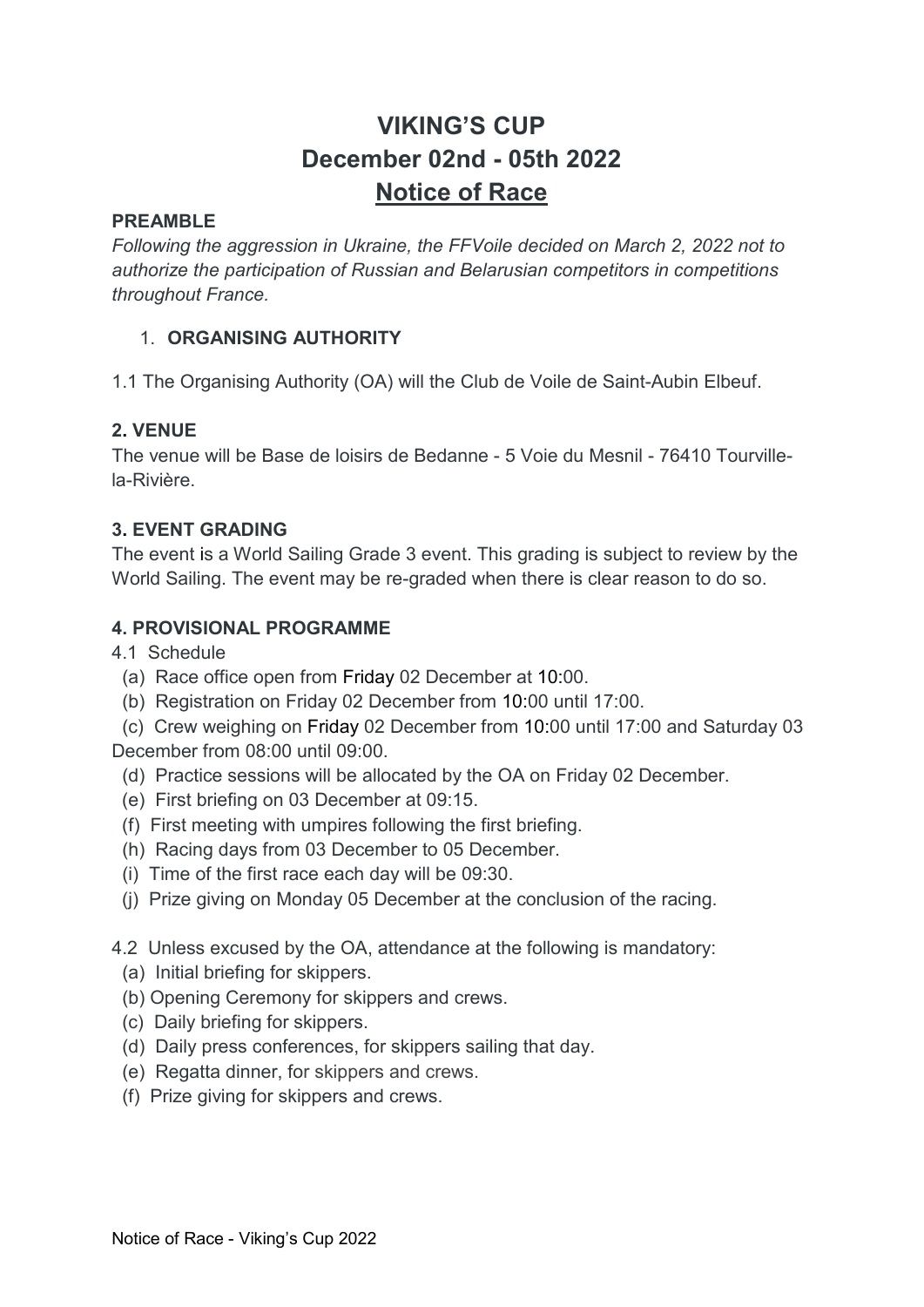# VIKING'S CUP

# December 02nd - 05th 2022

# Notice of Race

## PREAMBLE

*Following the aggression in Ukraine, the FFVoile decided on March 2, 2022 not to authorize the participation of Russian and Belarusian competitors in competitions throughout France.*

## 1. ORGANISING AUTHORITY

1.1 The Organising Authority (OA) will the Club de Voile de Saint-Aubin Elbeuf.

## 2. VENUE

The venue will be Base de loisirs de Bedanne - 5 Voie du Mesnil - 76410 Tourville-la-Rivière.

## 3. EVENT GRADING

The event is a World Sailing Grade 3 event. This grading is subject to review by the World Sailing. The event may be re-graded when there is clear reason to do so.

## 4. PROVISIONAL PROGRAMME

4.1 Schedule

(a) Race office open from Friday 02 December at 10:00.

(b) Registration on Friday 02 December from 10:00 until 17:00.

(c) Crew weighing on Friday 02 December from 10:00 until 17:00 and Saturday 03 December from 08:00 until 09:00.

(d) Practice sessions will be allocated by the OA on Friday 02 December.

(e) First briefing on 03 December at 09:15.

(f) First meeting with umpires following the first briefing.

(h) Racing days from 03 December to 05 December.

(i) Time of the first race each day will be 09:30.

(j) Prize giving on Monday 05 December at the conclusion of the racing.

4.2 Unless excused by the OA, attendance at the following is mandatory:

(a) Initial briefing for skippers.

(b) Opening Ceremony for skippers and crews.

(c) Daily briefing for skippers.

(d) Daily press conferences, for skippers sailing that day.

(e) Regatta dinner, for skippers and crews.

(f) Prize giving for skippers and crews.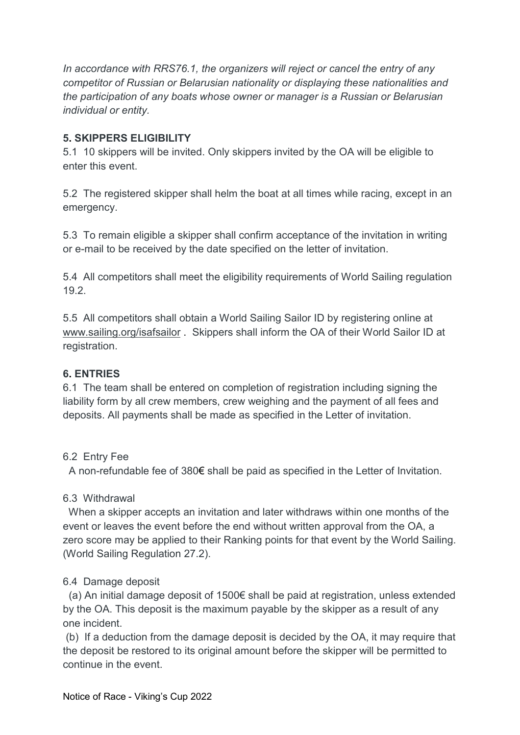*In accordance with RRS76.1, the organizers will reject or cancel the entry of any competitor of Russian or Belarusian nationality or displaying these nationalities and the participation of any boats whose owner or manager is a Russian or Belarusian individual or entity.*

## 5. SKIPPERS ELIGIBILITY

5.1 10 skippers will be invited. Only skippers invited by the OA will be eligible to enter this event.

5.2 The registered skipper shall helm the boat at all times while racing, except in an emergency.

5.3 To remain eligible a skipper shall confirm acceptance of the invitation in writing or e-mail to be received by the date specified on the letter of invitation.

5.4 All competitors shall meet the eligibility requirements of World Sailing regulation 19.2.

5.5 All competitors shall obtain a World Sailing Sailor ID by registering online at www.sailing.org/isafsailor . Skippers shall inform the OA of their World Sailor ID at registration.

## 6. ENTRIES

6.1 The team shall be entered on completion of registration including signing the liability form by all crew members, crew weighing and the payment of all fees and deposits. All payments shall be made as specified in the Letter of invitation.

6.2 Entry Fee

A non-refundable fee of 380€ shall be paid as specified in the Letter of Invitation.

6.3 Withdrawal

When a skipper accepts an invitation and later withdraws within one months of the event or leaves the event before the end without written approval from the OA, a zero score may be applied to their Ranking points for that event by the World Sailing. (World Sailing Regulation 27.2).

6.4 Damage deposit

(a) An initial damage deposit of 1500€ shall be paid at registration, unless extended by the OA. This deposit is the maximum payable by the skipper as a result of any one incident.

(b) If a deduction from the damage deposit is decided by the OA, it may require that the deposit be restored to its original amount before the skipper will be permitted to continue in the event.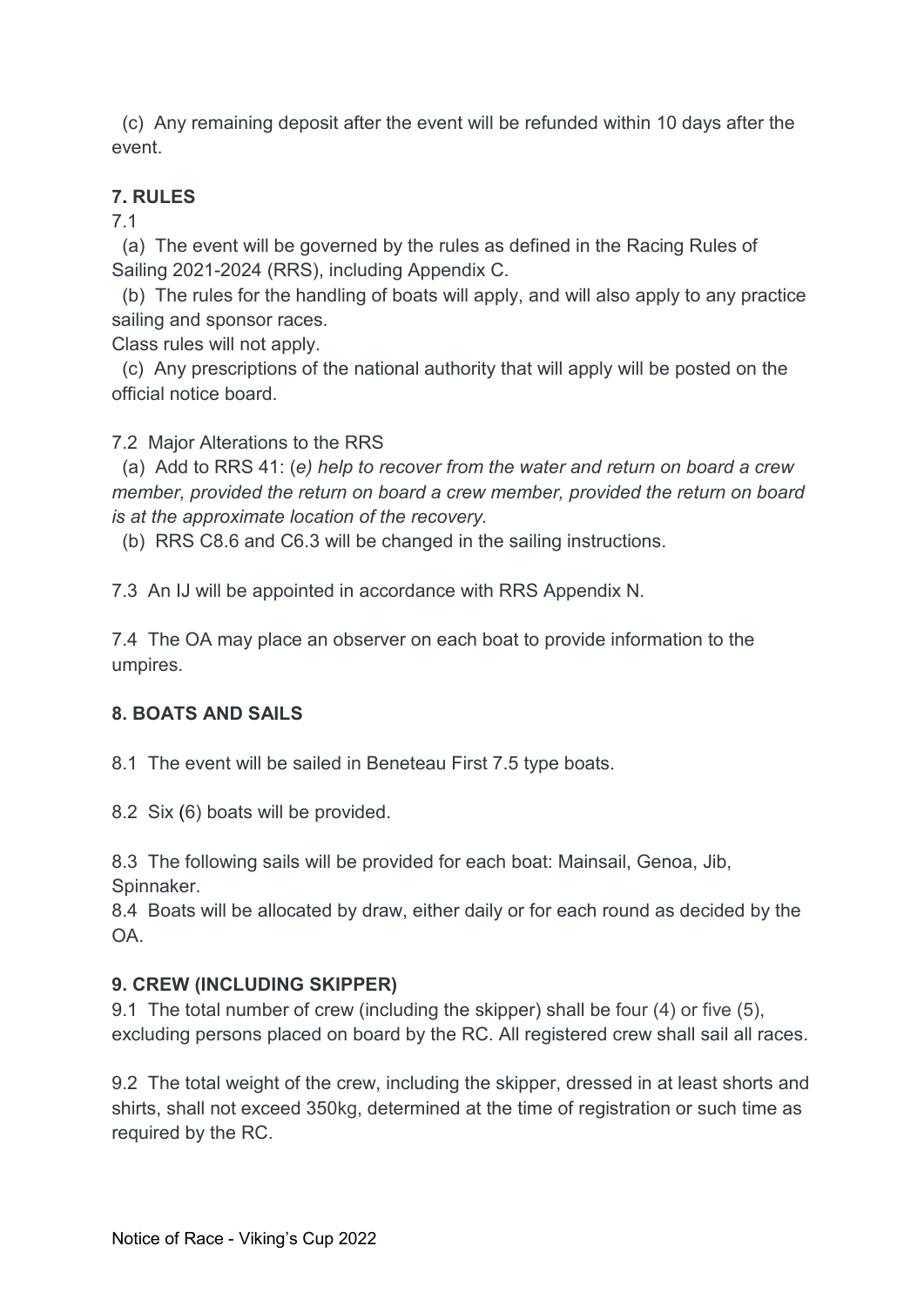(c) Any remaining deposit after the event will be refunded within 10 days after the event.

## 7. RULES

7.1

(a) The event will be governed by the rules as defined in the Racing Rules of Sailing 2021-2024 (RRS), including Appendix C.

(b) The rules for the handling of boats will apply, and will also apply to any practice sailing and sponsor races.

Class rules will not apply.

(c) Any prescriptions of the national authority that will apply will be posted on the official notice board.

7.2 Major Alterations to the RRS

(a) Add to RRS 41: (*e) help to recover from the water and return on board a crew member, provided the return on board a crew member, provided the return on board is at the approximate location of the recovery.*

(b) RRS C8.6 and C6.3 will be changed in the sailing instructions.

7.3 An IJ will be appointed in accordance with RRS Appendix N.

7.4 The OA may place an observer on each boat to provide information to the umpires.

## 8. BOATS AND SAILS

8.1 The event will be sailed in Beneteau First 7.5 type boats.

8.2 Six (6) boats will be provided.

8.3 The following sails will be provided for each boat: Mainsail, Genoa, Jib, Spinnaker.

8.4 Boats will be allocated by draw, either daily or for each round as decided by the OA.

## 9. CREW (INCLUDING SKIPPER)

9.1 The total number of crew (including the skipper) shall be four (4) or five (5), excluding persons placed on board by the RC. All registered crew shall sail all races.

9.2 The total weight of the crew, including the skipper, dressed in at least shorts and shirts, shall not exceed 350kg, determined at the time of registration or such time as required by the RC.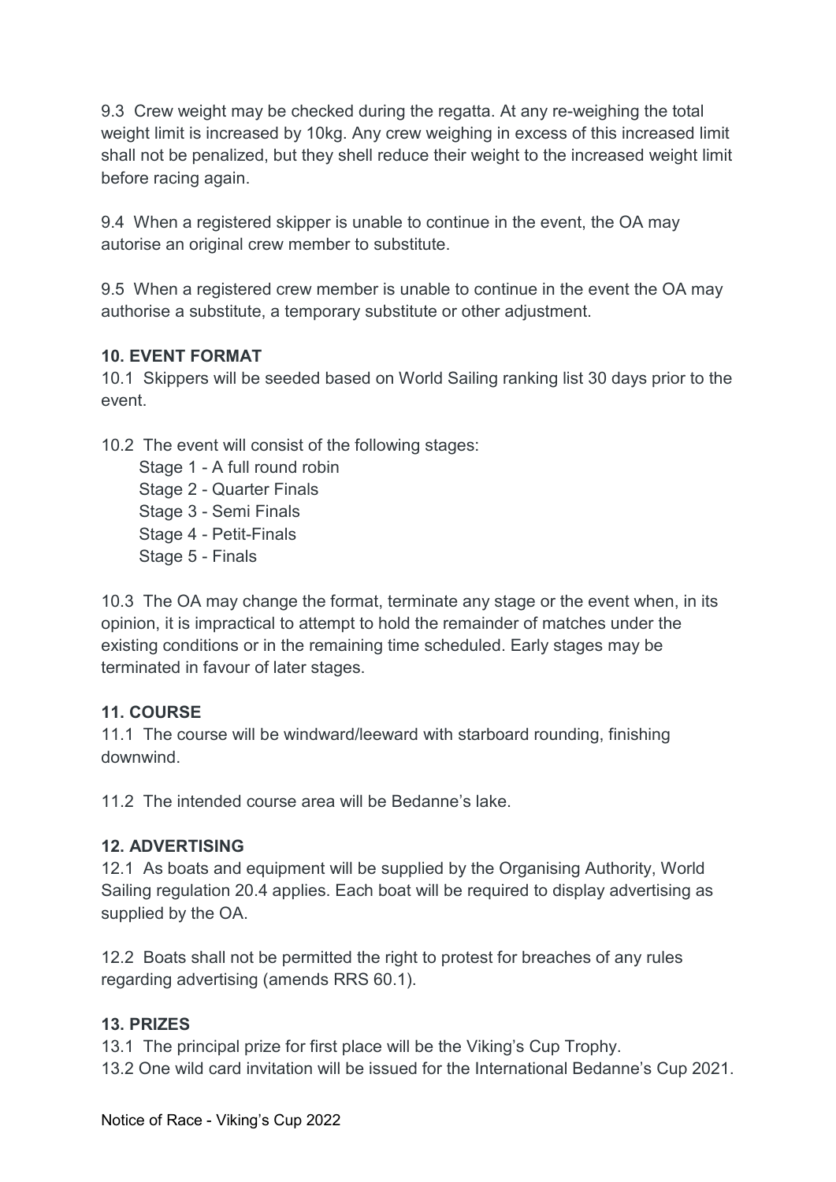9.3 Crew weight may be checked during the regatta. At any re-weighing the total weight limit is increased by 10kg. Any crew weighing in excess of this increased limit shall not be penalized, but they shell reduce their weight to the increased weight limit before racing again.

9.4 When a registered skipper is unable to continue in the event, the OA may autorise an original crew member to substitute.

9.5 When a registered crew member is unable to continue in the event the OA may authorise a substitute, a temporary substitute or other adjustment.

**10. EVENT FORMAT**

10.1 Skippers will be seeded based on World Sailing ranking list 30 days prior to the event.

10.2 The event will consist of the following stages:

Stage 1 - A full round robin
Stage 2 - Quarter Finals
Stage 3 - Semi Finals
Stage 4 - Petit-Finals
Stage 5 - Finals

10.3 The OA may change the format, terminate any stage or the event when, in its opinion, it is impractical to attempt to hold the remainder of matches under the existing conditions or in the remaining time scheduled. Early stages may be terminated in favour of later stages.

**11. COURSE**

11.1 The course will be windward/leeward with starboard rounding, finishing downwind.

11.2 The intended course area will be Bedanne's lake.

**12. ADVERTISING**

12.1 As boats and equipment will be supplied by the Organising Authority, World Sailing regulation 20.4 applies. Each boat will be required to display advertising as supplied by the OA.

12.2 Boats shall not be permitted the right to protest for breaches of any rules regarding advertising (amends RRS 60.1).

**13. PRIZES**

13.1 The principal prize for first place will be the Viking's Cup Trophy.
13.2 One wild card invitation will be issued for the International Bedanne's Cup 2021.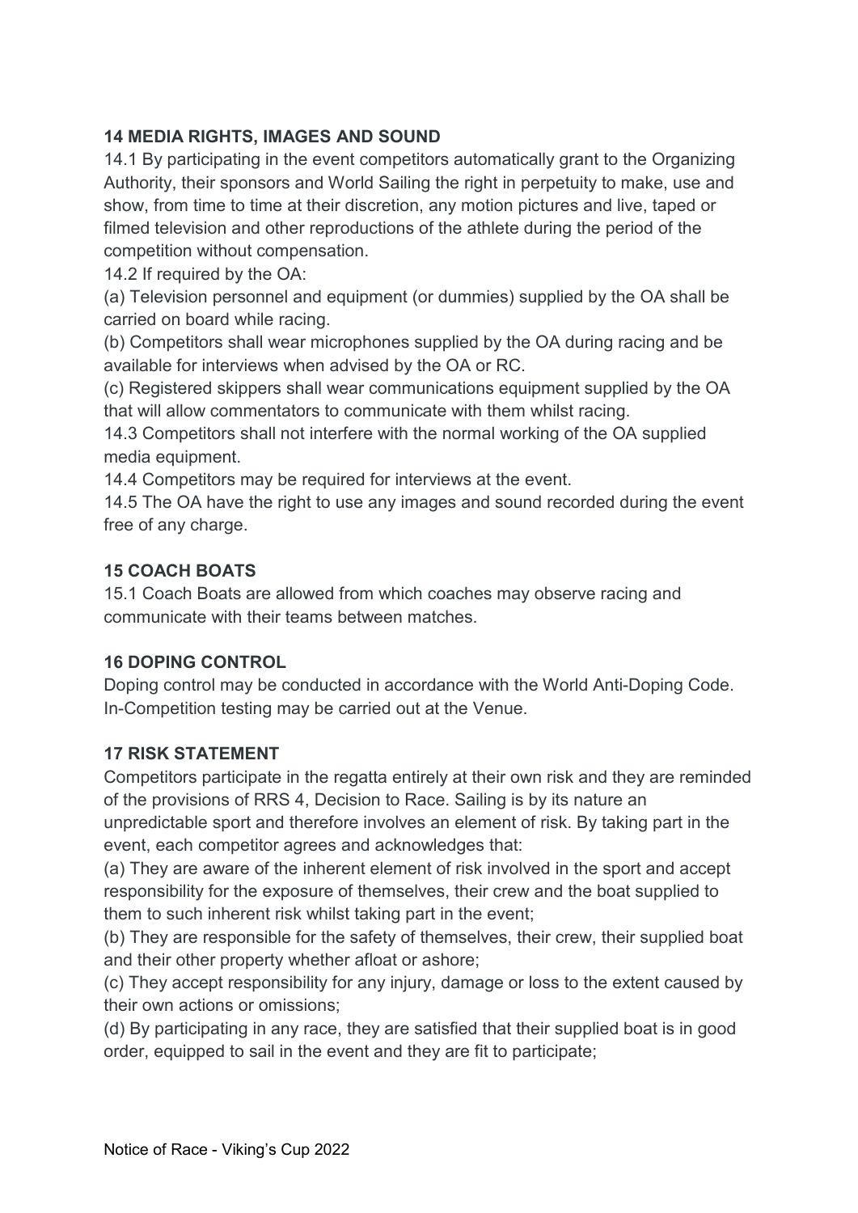## 14 MEDIA RIGHTS, IMAGES AND SOUND

14.1 By participating in the event competitors automatically grant to the Organizing Authority, their sponsors and World Sailing the right in perpetuity to make, use and show, from time to time at their discretion, any motion pictures and live, taped or filmed television and other reproductions of the athlete during the period of the competition without compensation.

14.2 If required by the OA:

(a) Television personnel and equipment (or dummies) supplied by the OA shall be carried on board while racing.

(b) Competitors shall wear microphones supplied by the OA during racing and be available for interviews when advised by the OA or RC.

(c) Registered skippers shall wear communications equipment supplied by the OA that will allow commentators to communicate with them whilst racing.

14.3 Competitors shall not interfere with the normal working of the OA supplied media equipment.

14.4 Competitors may be required for interviews at the event.

14.5 The OA have the right to use any images and sound recorded during the event free of any charge.

## 15 COACH BOATS

15.1 Coach Boats are allowed from which coaches may observe racing and communicate with their teams between matches.

## 16 DOPING CONTROL

Doping control may be conducted in accordance with the World Anti-Doping Code. In-Competition testing may be carried out at the Venue.

## 17 RISK STATEMENT

Competitors participate in the regatta entirely at their own risk and they are reminded of the provisions of RRS 4, Decision to Race. Sailing is by its nature an unpredictable sport and therefore involves an element of risk. By taking part in the event, each competitor agrees and acknowledges that:

(a) They are aware of the inherent element of risk involved in the sport and accept responsibility for the exposure of themselves, their crew and the boat supplied to them to such inherent risk whilst taking part in the event;

(b) They are responsible for the safety of themselves, their crew, their supplied boat and their other property whether afloat or ashore;

(c) They accept responsibility for any injury, damage or loss to the extent caused by their own actions or omissions;

(d) By participating in any race, they are satisfied that their supplied boat is in good order, equipped to sail in the event and they are fit to participate;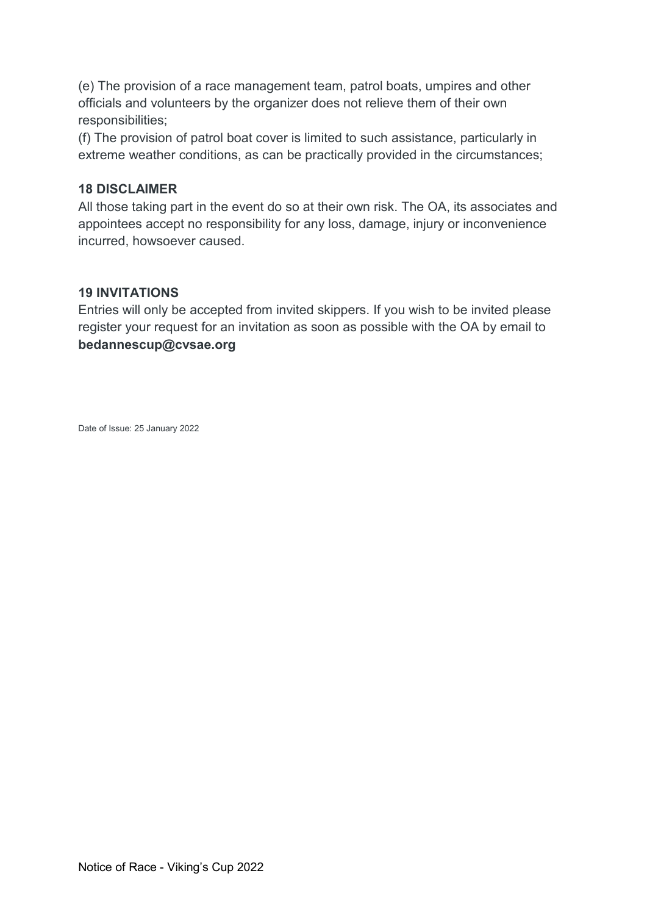(e) The provision of a race management team, patrol boats, umpires and other officials and volunteers by the organizer does not relieve them of their own responsibilities;

(f) The provision of patrol boat cover is limited to such assistance, particularly in extreme weather conditions, as can be practically provided in the circumstances;

**18 DISCLAIMER**

All those taking part in the event do so at their own risk. The OA, its associates and appointees accept no responsibility for any loss, damage, injury or inconvenience incurred, howsoever caused.

**19 INVITATIONS**

Entries will only be accepted from invited skippers. If you wish to be invited please register your request for an invitation as soon as possible with the OA by email to **bedannescup@cvsae.org**

Date of Issue: 25 January 2022